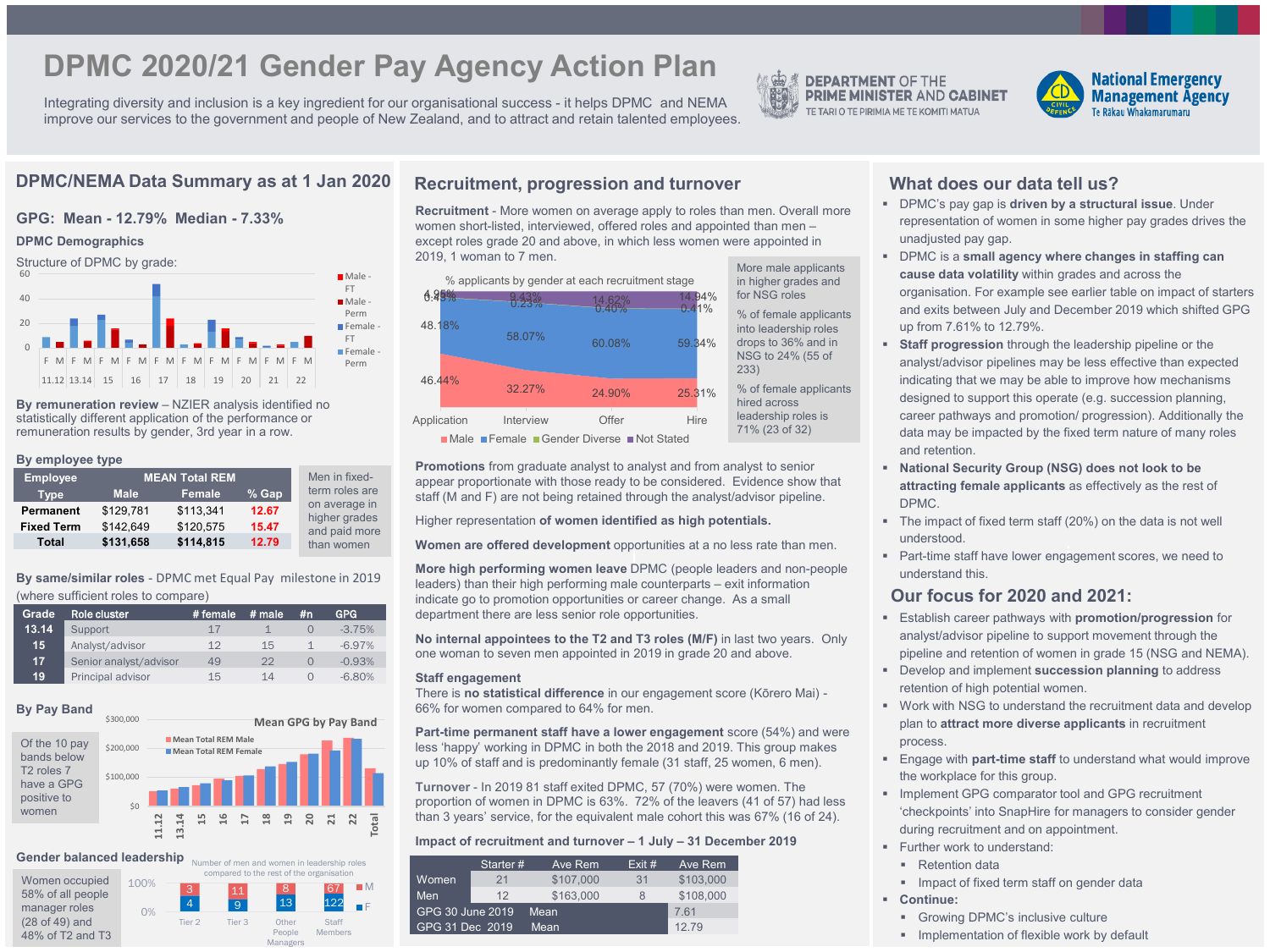# DPMC 2020/21 Gender Pay Agency Action Plan

Integrating diversity and inclusion is a key ingredient for our organisational success - it helps DPMC and NEMA improve our services to the government and people of New Zealand, and to attract and retain talented employees.

DEPARTMENT OF THE PRIME MINISTER AND CABINET
TE TARI O TE PIRIMIA ME TE KOMITI MATUA

National Emergency Management Agency
Te Rākau Whakamarumaru

## DPMC/NEMA Data Summary as at 1 Jan 2020

### GPG: Mean - 12.79% Median - 7.33%

**DPMC Demographics**

Structure of DPMC by grade:

Male - FT, Male - Perm, Female - FT, Female - Perm

Grades: 11.12, 13.14, 15, 16, 17, 18, 19, 20, 21, 22

**By remuneration review** – NZIER analysis identified no statistically different application of the performance or remuneration results by gender, 3rd year in a row.

**By employee type**

| Employee Type | MEAN Total REM Male | Female | % Gap |
|---|---|---|---|
| Permanent | $129,781 | $113,341 | 12.67 |
| Fixed Term | $142,649 | $120,575 | 15.47 |
| Total | $131,658 | $114,815 | 12.79 |

Men in fixed-term roles are on average in higher grades and paid more than women

**By same/similar roles** - DPMC met Equal Pay milestone in 2019 (where sufficient roles to compare)

| Grade | Role cluster | # female | # male | #n | GPG |
|---|---|---|---|---|---|
| 13.14 | Support | 17 | 1 | 0 | -3.75% |
| 15 | Analyst/advisor | 12 | 15 | 1 | -6.97% |
| 17 | Senior analyst/advisor | 49 | 22 | 0 | -0.93% |
| 19 | Principal advisor | 15 | 14 | 0 | -6.80% |

**By Pay Band**

Of the 10 pay bands below T2 roles 7 have a GPG positive to women

Mean GPG by Pay Band (Mean Total REM Male; Mean Total REM Female) — pay bands: 11.12, 13.14, 15, 16, 17, 18, 19, 20, 21, 22, Total

**Gender balanced leadership**

Women occupied 58% of all people manager roles (28 of 49) and 48% of T2 and T3

Number of men and women in leadership roles compared to the rest of the organisation

| | Tier 2 | Tier 3 | Other People Managers | Staff Members |
|---|---|---|---|---|
| M | 3 | 11 | 8 | 67 |
| F | 4 | 9 | 13 | 122 |

## Recruitment, progression and turnover

**Recruitment** - More women on average apply to roles than men. Overall more women short-listed, interviewed, offered roles and appointed than men – except roles grade 20 and above, in which less women were appointed in 2019, 1 woman to 7 men.

% applicants by gender at each recruitment stage

| | Application | Interview | Offer | Hire |
|---|---|---|---|---|
| Male | 46.44% | 32.27% | 24.90% | 25.31% |
| Female | 48.18% | 58.07% | 60.08% | 59.34% |
| Gender Diverse | 0.43% | 0.23% | 0.40% | 0.41% |
| Not Stated | 4.95% | 9.43% | 14.62% | 14.94% |

More male applicants in higher grades and for NSG roles

% of female applicants into leadership roles drops to 36% and in NSG to 24% (55 of 233)

% of female applicants hired across leadership roles is 71% (23 of 32)

**Promotions** from graduate analyst to analyst and from analyst to senior appear proportionate with those ready to be considered. Evidence show that staff (M and F) are not being retained through the analyst/advisor pipeline.

Higher representation **of women identified as high potentials.**

**Women are offered development** opportunities at a no less rate than men.

**More high performing women leave** DPMC (people leaders and non-people leaders) than their high performing male counterparts – exit information indicate go to promotion opportunities or career change. As a small department there are less senior role opportunities.

**No internal appointees to the T2 and T3 roles (M/F)** in last two years. Only one woman to seven men appointed in 2019 in grade 20 and above.

**Staff engagement**
There is **no statistical difference** in our engagement score (Kōrero Mai) - 66% for women compared to 64% for men.

**Part-time permanent staff have a lower engagement** score (54%) and were less 'happy' working in DPMC in both the 2018 and 2019. This group makes up 10% of staff and is predominantly female (31 staff, 25 women, 6 men).

**Turnover** - In 2019 81 staff exited DPMC, 57 (70%) were women. The proportion of women in DPMC is 63%. 72% of the leavers (41 of 57) had less than 3 years' service, for the equivalent male cohort this was 67% (16 of 24).

**Impact of recruitment and turnover – 1 July – 31 December 2019**

| | Starter # | Ave Rem | Exit # | Ave Rem |
|---|---|---|---|---|
| Women | 21 | $107,000 | 31 | $103,000 |
| Men | 12 | $163,000 | 8 | $108,000 |
| GPG 30 June 2019 | Mean | | | 7.61 |
| GPG 31 Dec 2019 | Mean | | | 12.79 |

## What does our data tell us?

- DPMC's pay gap is **driven by a structural issue**. Under representation of women in some higher pay grades drives the unadjusted pay gap.
- DPMC is a **small agency where changes in staffing can cause data volatility** within grades and across the organisation. For example see earlier table on impact of starters and exits between July and December 2019 which shifted GPG up from 7.61% to 12.79%.
- **Staff progression** through the leadership pipeline or the analyst/advisor pipelines may be less effective than expected indicating that we may be able to improve how mechanisms designed to support this operate (e.g. succession planning, career pathways and promotion/ progression). Additionally the data may be impacted by the fixed term nature of many roles and retention.
- **National Security Group (NSG) does not look to be attracting female applicants** as effectively as the rest of DPMC.
- The impact of fixed term staff (20%) on the data is not well understood.
- Part-time staff have lower engagement scores, we need to understand this.

## Our focus for 2020 and 2021:

- Establish career pathways with **promotion/progression** for analyst/advisor pipeline to support movement through the pipeline and retention of women in grade 15 (NSG and NEMA).
- Develop and implement **succession planning** to address retention of high potential women.
- Work with NSG to understand the recruitment data and develop plan to **attract more diverse applicants** in recruitment process.
- Engage with **part-time staff** to understand what would improve the workplace for this group.
- Implement GPG comparator tool and GPG recruitment 'checkpoints' into SnapHire for managers to consider gender during recruitment and on appointment.
- Further work to understand:
  - Retention data
  - Impact of fixed term staff on gender data
- **Continue:**
  - Growing DPMC's inclusive culture
  - Implementation of flexible work by default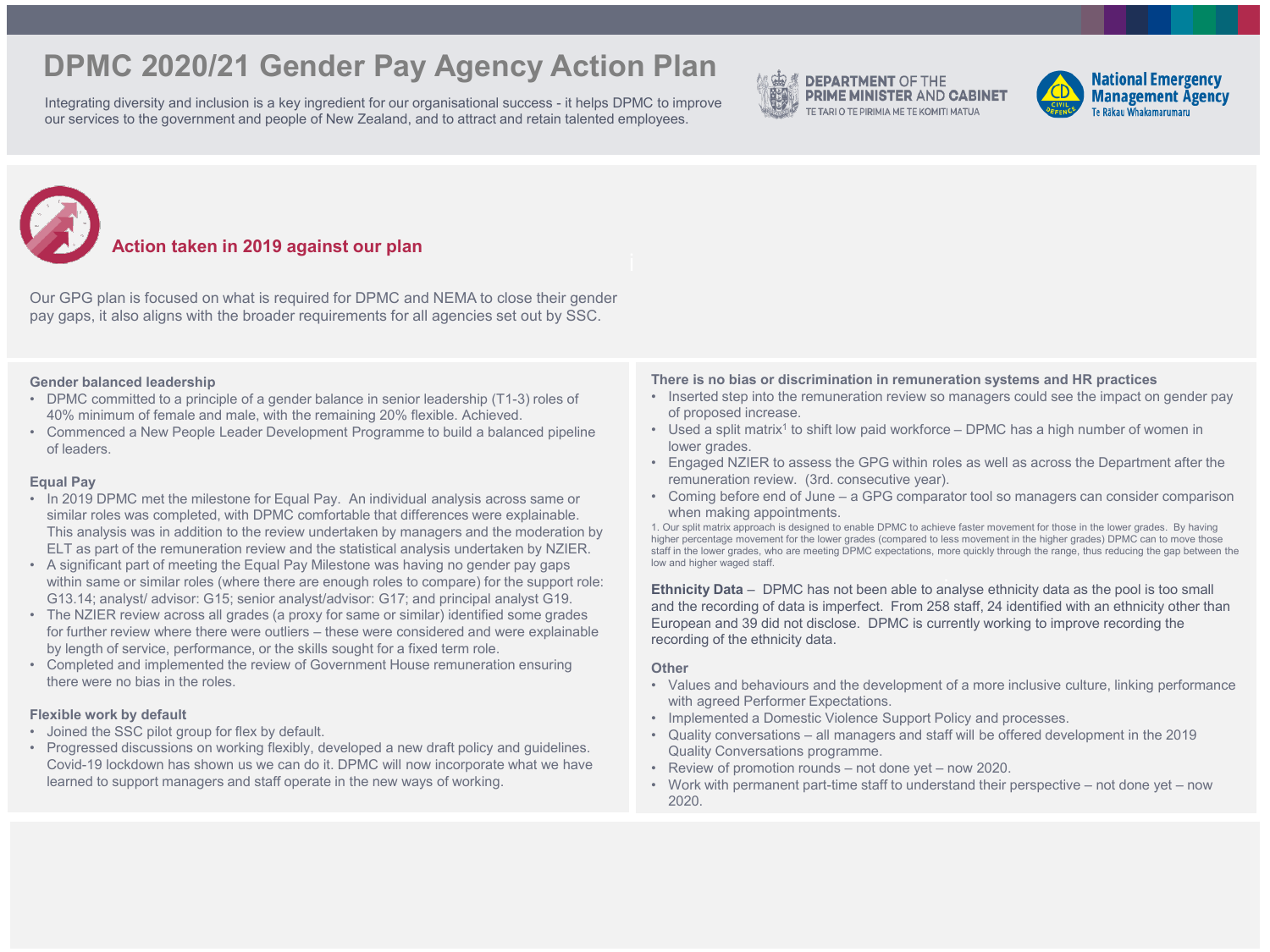# DPMC 2020/21 Gender Pay Agency Action Plan

Integrating diversity and inclusion is a key ingredient for our organisational success - it helps DPMC to improve our services to the government and people of New Zealand, and to attract and retain talented employees.

DEPARTMENT OF THE PRIME MINISTER AND CABINET
TE TARI O TE PIRIMIA ME TE KOMITI MATUA

National Emergency Management Agency
Te Rākau Whakamarumaru

## Action taken in 2019 against our plan

Our GPG plan is focused on what is required for DPMC and NEMA to close their gender pay gaps, it also aligns with the broader requirements for all agencies set out by SSC.

### Gender balanced leadership

- DPMC committed to a principle of a gender balance in senior leadership (T1-3) roles of 40% minimum of female and male, with the remaining 20% flexible. Achieved.
- Commenced a New People Leader Development Programme to build a balanced pipeline of leaders.

### Equal Pay

- In 2019 DPMC met the milestone for Equal Pay. An individual analysis across same or similar roles was completed, with DPMC comfortable that differences were explainable. This analysis was in addition to the review undertaken by managers and the moderation by ELT as part of the remuneration review and the statistical analysis undertaken by NZIER.
- A significant part of meeting the Equal Pay Milestone was having no gender pay gaps within same or similar roles (where there are enough roles to compare) for the support role: G13.14; analyst/ advisor: G15; senior analyst/advisor: G17; and principal analyst G19.
- The NZIER review across all grades (a proxy for same or similar) identified some grades for further review where there were outliers – these were considered and were explainable by length of service, performance, or the skills sought for a fixed term role.
- Completed and implemented the review of Government House remuneration ensuring there were no bias in the roles.

### Flexible work by default

- Joined the SSC pilot group for flex by default.
- Progressed discussions on working flexibly, developed a new draft policy and guidelines. Covid-19 lockdown has shown us we can do it. DPMC will now incorporate what we have learned to support managers and staff operate in the new ways of working.

### There is no bias or discrimination in remuneration systems and HR practices

- Inserted step into the remuneration review so managers could see the impact on gender pay of proposed increase.
- Used a split matrix[1] to shift low paid workforce – DPMC has a high number of women in lower grades.
- Engaged NZIER to assess the GPG within roles as well as across the Department after the remuneration review. (3rd. consecutive year).
- Coming before end of June – a GPG comparator tool so managers can consider comparison when making appointments.

1. Our split matrix approach is designed to enable DPMC to achieve faster movement for those in the lower grades. By having higher percentage movement for the lower grades (compared to less movement in the higher grades) DPMC can to move those staff in the lower grades, who are meeting DPMC expectations, more quickly through the range, thus reducing the gap between the low and higher waged staff.

**Ethnicity Data** – DPMC has not been able to analyse ethnicity data as the pool is too small and the recording of data is imperfect. From 258 staff, 24 identified with an ethnicity other than European and 39 did not disclose. DPMC is currently working to improve recording the recording of the ethnicity data.

### Other

- Values and behaviours and the development of a more inclusive culture, linking performance with agreed Performer Expectations.
- Implemented a Domestic Violence Support Policy and processes.
- Quality conversations – all managers and staff will be offered development in the 2019 Quality Conversations programme.
- Review of promotion rounds – not done yet – now 2020.
- Work with permanent part-time staff to understand their perspective – not done yet – now 2020.